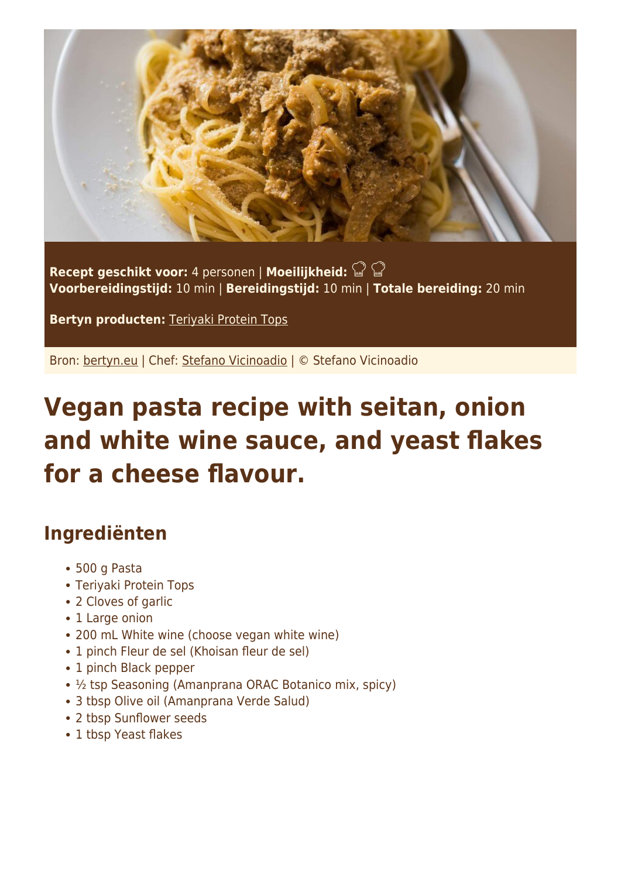**Recept geschikt voor:** 4 personen | **Moeilijkheid:** 🍳 🍳
**Voorbereidingstijd:** 10 min | **Bereidingstijd:** 10 min | **Totale bereiding:** 20 min

**Bertyn producten:** Teriyaki Protein Tops

Bron: bertyn.eu | Chef: Stefano Vicinoadio | © Stefano Vicinoadio

# Vegan pasta recipe with seitan, onion and white wine sauce, and yeast flakes for a cheese flavour.

## Ingrediënten

- 500 g Pasta
- Teriyaki Protein Tops
- 2 Cloves of garlic
- 1 Large onion
- 200 mL White wine (choose vegan white wine)
- 1 pinch Fleur de sel (Khoisan fleur de sel)
- 1 pinch Black pepper
- ½ tsp Seasoning (Amanprana ORAC Botanico mix, spicy)
- 3 tbsp Olive oil (Amanprana Verde Salud)
- 2 tbsp Sunflower seeds
- 1 tbsp Yeast flakes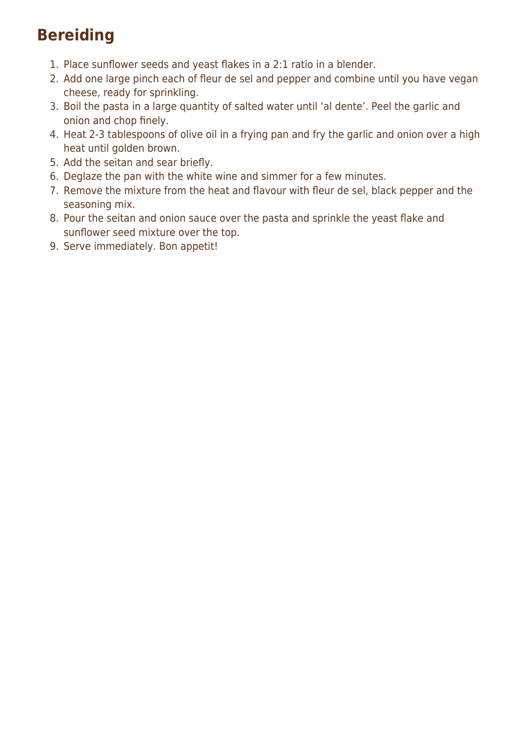## Bereiding

1. Place sunflower seeds and yeast flakes in a 2:1 ratio in a blender.
2. Add one large pinch each of fleur de sel and pepper and combine until you have vegan cheese, ready for sprinkling.
3. Boil the pasta in a large quantity of salted water until 'al dente'. Peel the garlic and onion and chop finely.
4. Heat 2-3 tablespoons of olive oil in a frying pan and fry the garlic and onion over a high heat until golden brown.
5. Add the seitan and sear briefly.
6. Deglaze the pan with the white wine and simmer for a few minutes.
7. Remove the mixture from the heat and flavour with fleur de sel, black pepper and the seasoning mix.
8. Pour the seitan and onion sauce over the pasta and sprinkle the yeast flake and sunflower seed mixture over the top.
9. Serve immediately. Bon appetit!